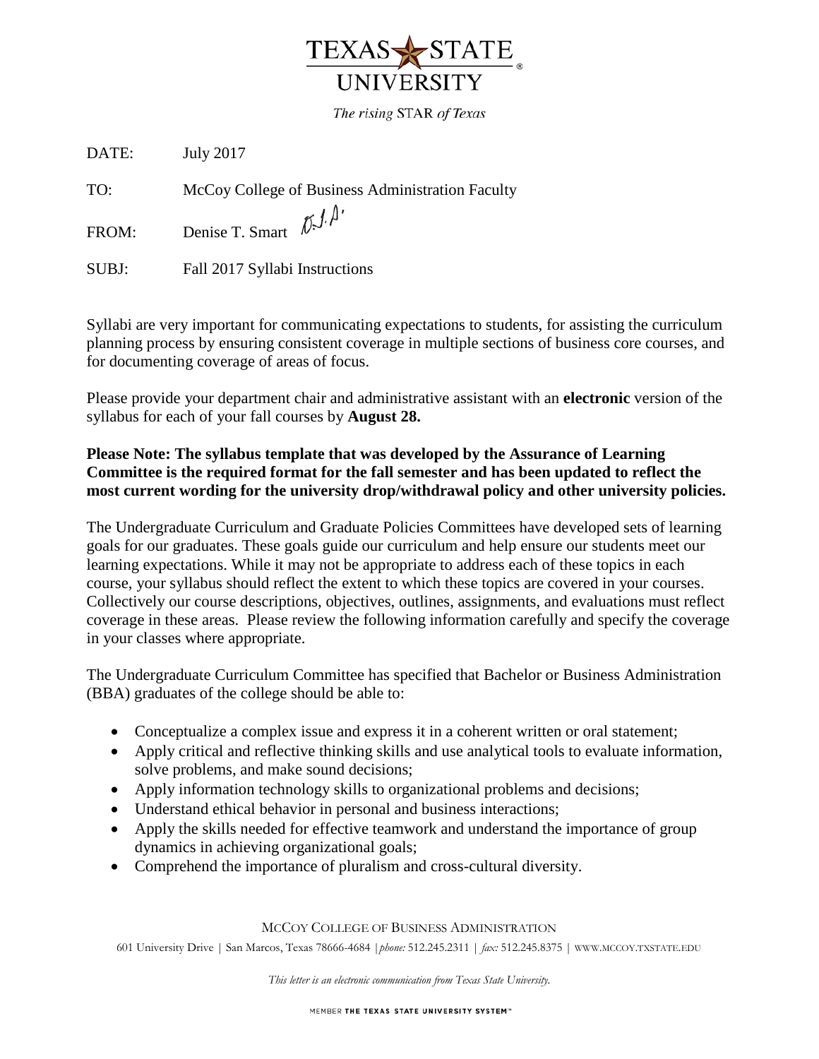TEXAS STATE UNIVERSITY

*The rising STAR of Texas*

DATE: July 2017

TO: McCoy College of Business Administration Faculty

FROM: Denise T. Smart

SUBJ: Fall 2017 Syllabi Instructions

Syllabi are very important for communicating expectations to students, for assisting the curriculum planning process by ensuring consistent coverage in multiple sections of business core courses, and for documenting coverage of areas of focus.

Please provide your department chair and administrative assistant with an **electronic** version of the syllabus for each of your fall courses by **August 28.**

**Please Note: The syllabus template that was developed by the Assurance of Learning Committee is the required format for the fall semester and has been updated to reflect the most current wording for the university drop/withdrawal policy and other university policies.**

The Undergraduate Curriculum and Graduate Policies Committees have developed sets of learning goals for our graduates. These goals guide our curriculum and help ensure our students meet our learning expectations. While it may not be appropriate to address each of these topics in each course, your syllabus should reflect the extent to which these topics are covered in your courses. Collectively our course descriptions, objectives, outlines, assignments, and evaluations must reflect coverage in these areas. Please review the following information carefully and specify the coverage in your classes where appropriate.

The Undergraduate Curriculum Committee has specified that Bachelor or Business Administration (BBA) graduates of the college should be able to:

- Conceptualize a complex issue and express it in a coherent written or oral statement;
- Apply critical and reflective thinking skills and use analytical tools to evaluate information, solve problems, and make sound decisions;
- Apply information technology skills to organizational problems and decisions;
- Understand ethical behavior in personal and business interactions;
- Apply the skills needed for effective teamwork and understand the importance of group dynamics in achieving organizational goals;
- Comprehend the importance of pluralism and cross-cultural diversity.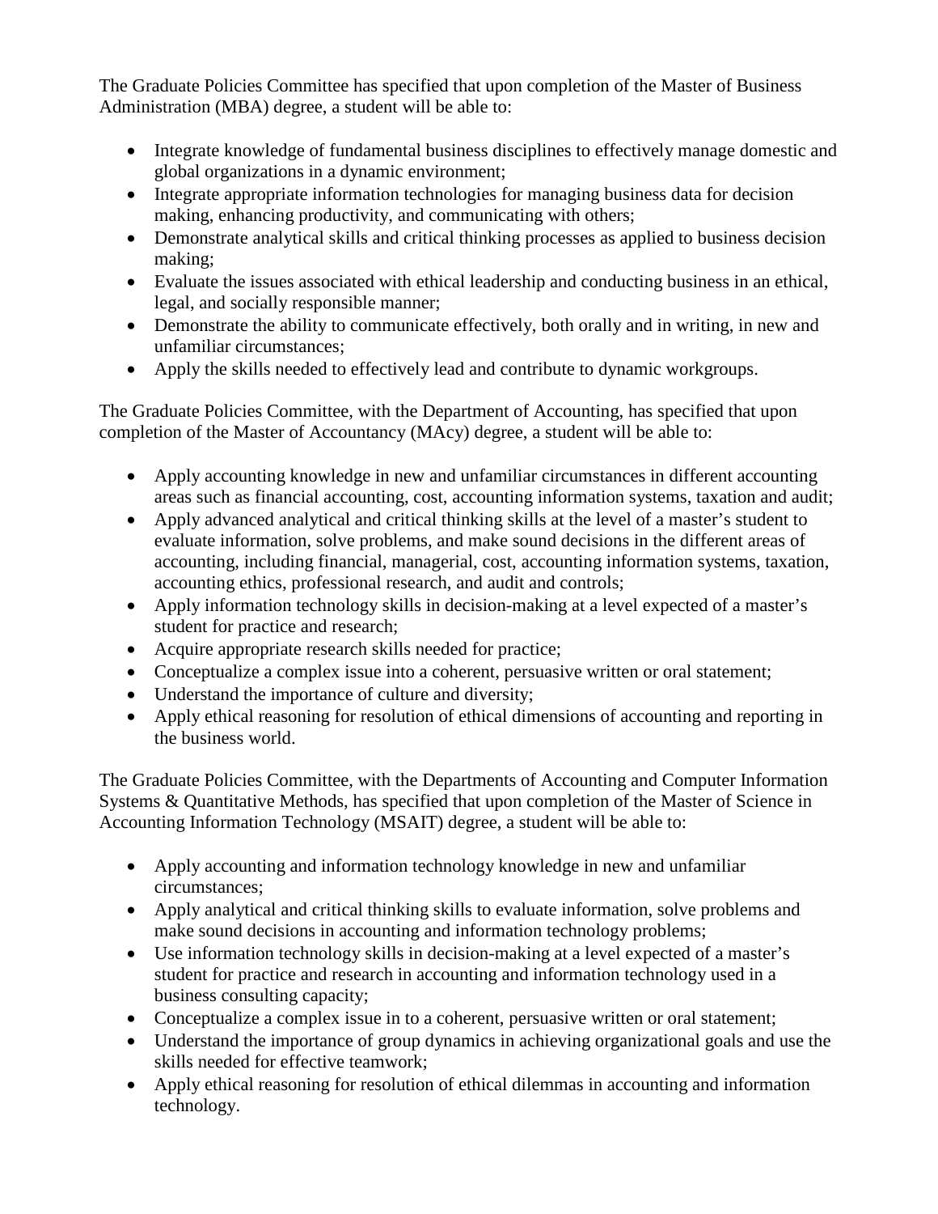The Graduate Policies Committee has specified that upon completion of the Master of Business Administration (MBA) degree, a student will be able to:

- Integrate knowledge of fundamental business disciplines to effectively manage domestic and global organizations in a dynamic environment;
- Integrate appropriate information technologies for managing business data for decision making, enhancing productivity, and communicating with others;
- Demonstrate analytical skills and critical thinking processes as applied to business decision making;
- Evaluate the issues associated with ethical leadership and conducting business in an ethical, legal, and socially responsible manner;
- Demonstrate the ability to communicate effectively, both orally and in writing, in new and unfamiliar circumstances;
- Apply the skills needed to effectively lead and contribute to dynamic workgroups.

The Graduate Policies Committee, with the Department of Accounting, has specified that upon completion of the Master of Accountancy (MAcy) degree, a student will be able to:

- Apply accounting knowledge in new and unfamiliar circumstances in different accounting areas such as financial accounting, cost, accounting information systems, taxation and audit;
- Apply advanced analytical and critical thinking skills at the level of a master's student to evaluate information, solve problems, and make sound decisions in the different areas of accounting, including financial, managerial, cost, accounting information systems, taxation, accounting ethics, professional research, and audit and controls;
- Apply information technology skills in decision-making at a level expected of a master's student for practice and research;
- Acquire appropriate research skills needed for practice;
- Conceptualize a complex issue into a coherent, persuasive written or oral statement;
- Understand the importance of culture and diversity;
- Apply ethical reasoning for resolution of ethical dimensions of accounting and reporting in the business world.

The Graduate Policies Committee, with the Departments of Accounting and Computer Information Systems & Quantitative Methods, has specified that upon completion of the Master of Science in Accounting Information Technology (MSAIT) degree, a student will be able to:

- Apply accounting and information technology knowledge in new and unfamiliar circumstances;
- Apply analytical and critical thinking skills to evaluate information, solve problems and make sound decisions in accounting and information technology problems;
- Use information technology skills in decision-making at a level expected of a master's student for practice and research in accounting and information technology used in a business consulting capacity;
- Conceptualize a complex issue in to a coherent, persuasive written or oral statement;
- Understand the importance of group dynamics in achieving organizational goals and use the skills needed for effective teamwork;
- Apply ethical reasoning for resolution of ethical dilemmas in accounting and information technology.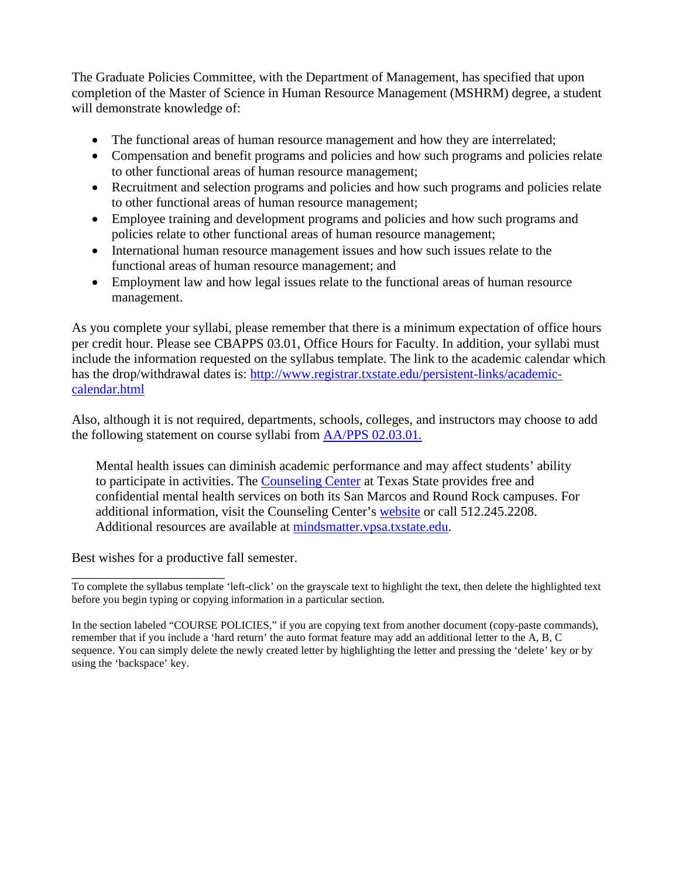The Graduate Policies Committee, with the Department of Management, has specified that upon completion of the Master of Science in Human Resource Management (MSHRM) degree, a student will demonstrate knowledge of:

- The functional areas of human resource management and how they are interrelated;
- Compensation and benefit programs and policies and how such programs and policies relate to other functional areas of human resource management;
- Recruitment and selection programs and policies and how such programs and policies relate to other functional areas of human resource management;
- Employee training and development programs and policies and how such programs and policies relate to other functional areas of human resource management;
- International human resource management issues and how such issues relate to the functional areas of human resource management; and
- Employment law and how legal issues relate to the functional areas of human resource management.

As you complete your syllabi, please remember that there is a minimum expectation of office hours per credit hour. Please see CBAPPS 03.01, Office Hours for Faculty. In addition, your syllabi must include the information requested on the syllabus template. The link to the academic calendar which has the drop/withdrawal dates is: [http://www.registrar.txstate.edu/persistent-links/academic-calendar.html](http://www.registrar.txstate.edu/persistent-links/academic-calendar.html)

Also, although it is not required, departments, schools, colleges, and instructors may choose to add the following statement on course syllabi from [AA/PPS 02.03.01.](AA/PPS 02.03.01.)

> Mental health issues can diminish academic performance and may affect students' ability to participate in activities. The Counseling Center at Texas State provides free and confidential mental health services on both its San Marcos and Round Rock campuses. For additional information, visit the Counseling Center's website or call 512.245.2208. Additional resources are available at mindsmatter.vpsa.txstate.edu.

Best wishes for a productive fall semester.

---

To complete the syllabus template 'left-click' on the grayscale text to highlight the text, then delete the highlighted text before you begin typing or copying information in a particular section.

In the section labeled "COURSE POLICIES," if you are copying text from another document (copy-paste commands), remember that if you include a 'hard return' the auto format feature may add an additional letter to the A, B, C sequence. You can simply delete the newly created letter by highlighting the letter and pressing the 'delete' key or by using the 'backspace' key.